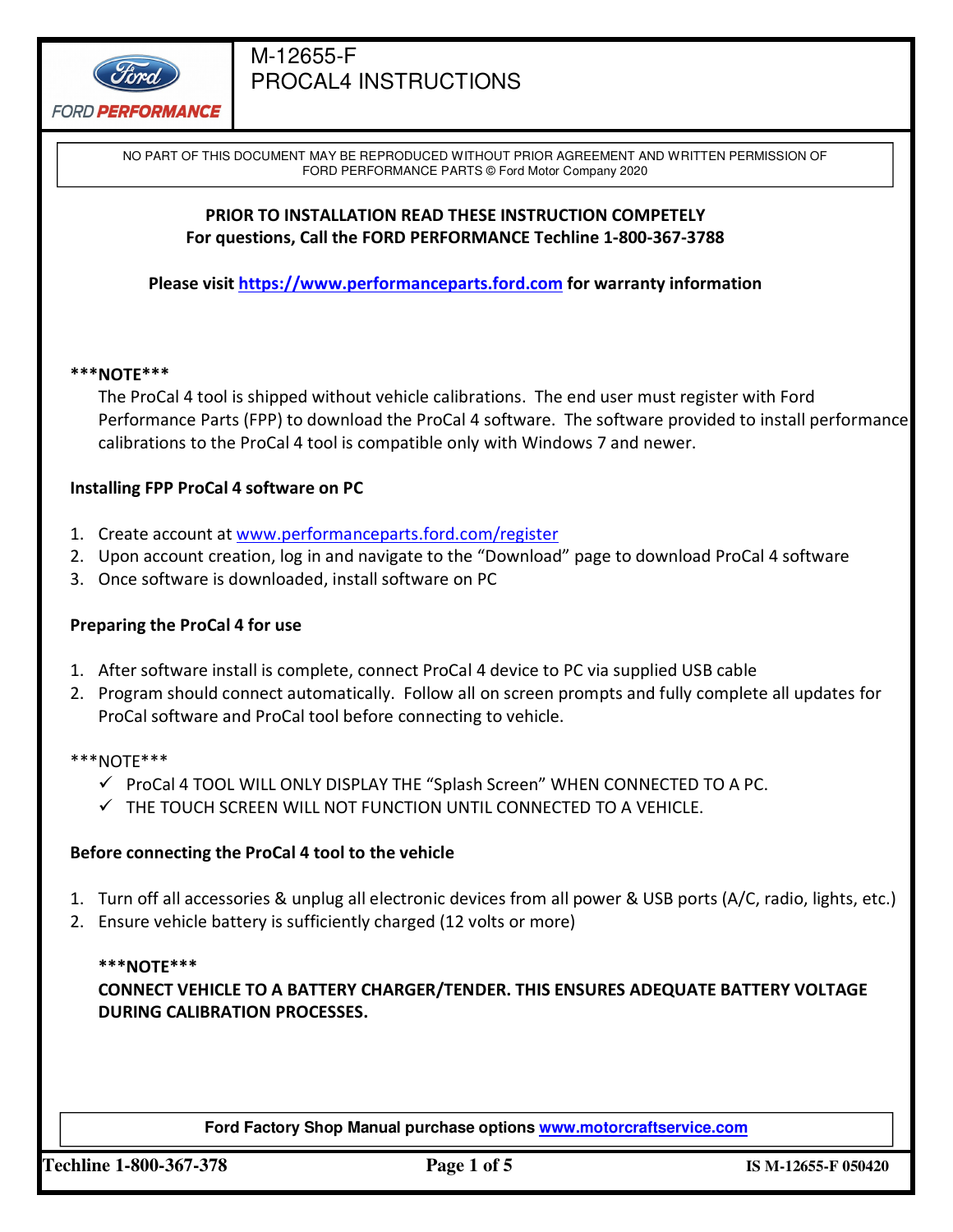# M-12655-F
# PROCAL4 INSTRUCTIONS

NO PART OF THIS DOCUMENT MAY BE REPRODUCED WITHOUT PRIOR AGREEMENT AND WRITTEN PERMISSION OF FORD PERFORMANCE PARTS © Ford Motor Company 2020

**PRIOR TO INSTALLATION READ THESE INSTRUCTION COMPETELY**
**For questions, Call the FORD PERFORMANCE Techline 1-800-367-3788**

**Please visit [https://www.performanceparts.ford.com](https://www.performanceparts.ford.com) for warranty information**

**\*\*\*NOTE\*\*\***

The ProCal 4 tool is shipped without vehicle calibrations. The end user must register with Ford Performance Parts (FPP) to download the ProCal 4 software. The software provided to install performance calibrations to the ProCal 4 tool is compatible only with Windows 7 and newer.

**Installing FPP ProCal 4 software on PC**

1. Create account at [www.performanceparts.ford.com/register](www.performanceparts.ford.com/register)
2. Upon account creation, log in and navigate to the "Download" page to download ProCal 4 software
3. Once software is downloaded, install software on PC

**Preparing the ProCal 4 for use**

1. After software install is complete, connect ProCal 4 device to PC via supplied USB cable
2. Program should connect automatically. Follow all on screen prompts and fully complete all updates for ProCal software and ProCal tool before connecting to vehicle.

\*\*\*NOTE\*\*\*

- ✓ ProCal 4 TOOL WILL ONLY DISPLAY THE "Splash Screen" WHEN CONNECTED TO A PC.
- ✓ THE TOUCH SCREEN WILL NOT FUNCTION UNTIL CONNECTED TO A VEHICLE.

**Before connecting the ProCal 4 tool to the vehicle**

1. Turn off all accessories & unplug all electronic devices from all power & USB ports (A/C, radio, lights, etc.)
2. Ensure vehicle battery is sufficiently charged (12 volts or more)

**\*\*\*NOTE\*\*\***
**CONNECT VEHICLE TO A BATTERY CHARGER/TENDER. THIS ENSURES ADEQUATE BATTERY VOLTAGE DURING CALIBRATION PROCESSES.**

**Ford Factory Shop Manual purchase options [www.motorcraftservice.com](www.motorcraftservice.com)**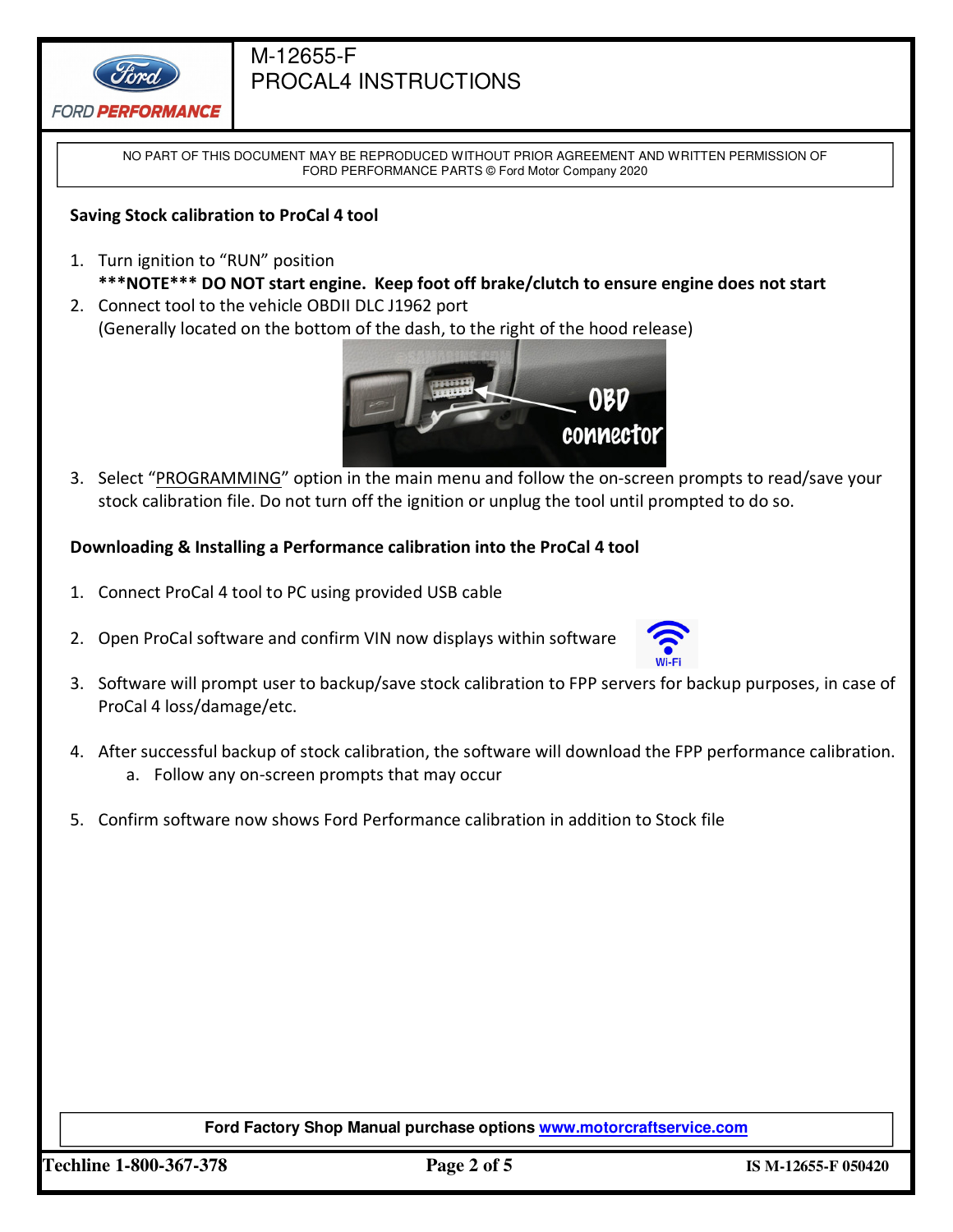NO PART OF THIS DOCUMENT MAY BE REPRODUCED WITHOUT PRIOR AGREEMENT AND WRITTEN PERMISSION OF FORD PERFORMANCE PARTS © Ford Motor Company 2020

**Saving Stock calibration to ProCal 4 tool**

1. Turn ignition to "RUN" position
   ***NOTE*** **DO NOT start engine. Keep foot off brake/clutch to ensure engine does not start**
2. Connect tool to the vehicle OBDII DLC J1962 port
   (Generally located on the bottom of the dash, to the right of the hood release)
3. Select "PROGRAMMING" option in the main menu and follow the on-screen prompts to read/save your stock calibration file. Do not turn off the ignition or unplug the tool until prompted to do so.

**Downloading & Installing a Performance calibration into the ProCal 4 tool**

1. Connect ProCal 4 tool to PC using provided USB cable
2. Open ProCal software and confirm VIN now displays within software
3. Software will prompt user to backup/save stock calibration to FPP servers for backup purposes, in case of ProCal 4 loss/damage/etc.
4. After successful backup of stock calibration, the software will download the FPP performance calibration.
   a. Follow any on-screen prompts that may occur
5. Confirm software now shows Ford Performance calibration in addition to Stock file

**Ford Factory Shop Manual purchase options www.motorcraftservice.com**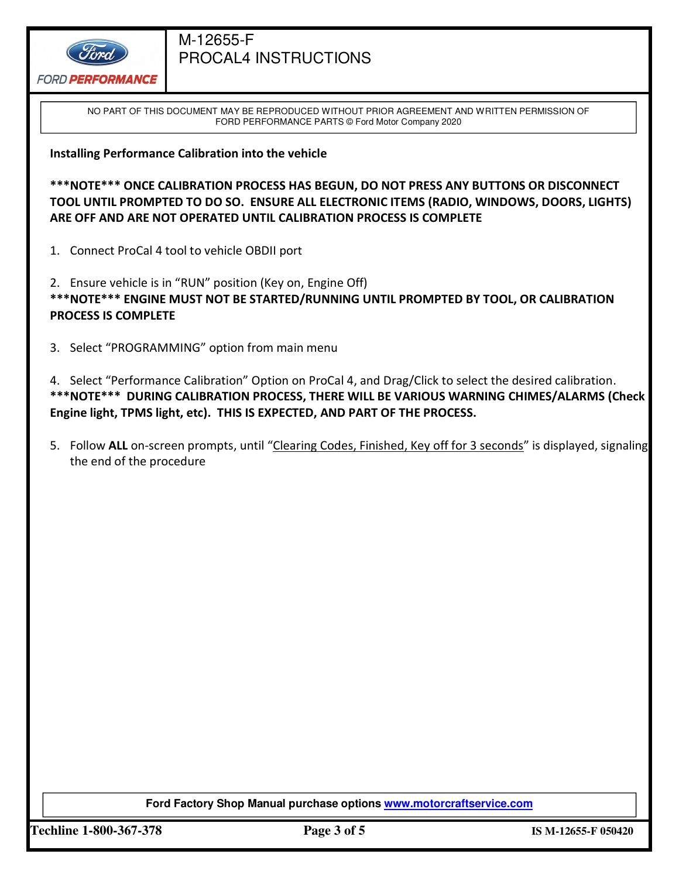**Installing Performance Calibration into the vehicle**

**\*\*\*NOTE\*\*\* ONCE CALIBRATION PROCESS HAS BEGUN, DO NOT PRESS ANY BUTTONS OR DISCONNECT TOOL UNTIL PROMPTED TO DO SO. ENSURE ALL ELECTRONIC ITEMS (RADIO, WINDOWS, DOORS, LIGHTS) ARE OFF AND ARE NOT OPERATED UNTIL CALIBRATION PROCESS IS COMPLETE**

1. Connect ProCal 4 tool to vehicle OBDII port

2. Ensure vehicle is in "RUN" position (Key on, Engine Off)

**\*\*\*NOTE\*\*\* ENGINE MUST NOT BE STARTED/RUNNING UNTIL PROMPTED BY TOOL, OR CALIBRATION PROCESS IS COMPLETE**

3. Select "PROGRAMMING" option from main menu

4. Select "Performance Calibration" Option on ProCal 4, and Drag/Click to select the desired calibration.

**\*\*\*NOTE\*\*\* DURING CALIBRATION PROCESS, THERE WILL BE VARIOUS WARNING CHIMES/ALARMS (Check Engine light, TPMS light, etc). THIS IS EXPECTED, AND PART OF THE PROCESS.**

5. Follow **ALL** on-screen prompts, until "<u>Clearing Codes, Finished, Key off for 3 seconds</u>" is displayed, signaling the end of the procedure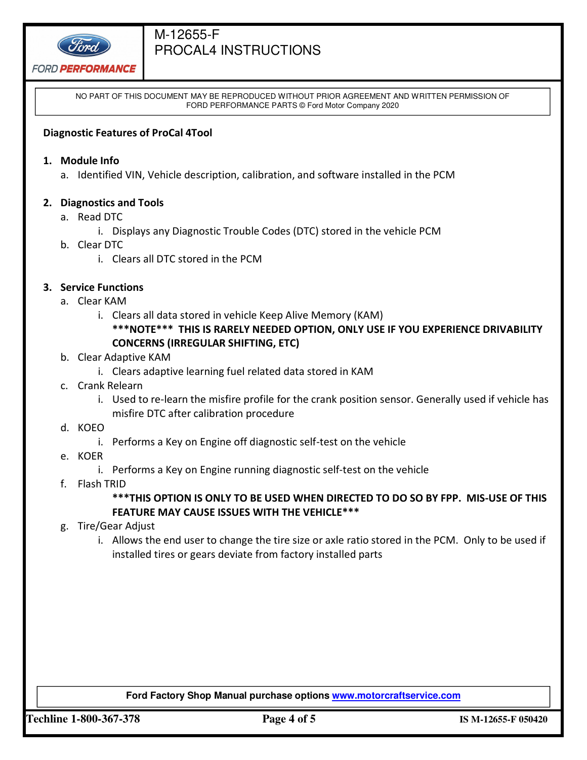**Diagnostic Features of ProCal 4Tool**

1. **Module Info**
   a. Identified VIN, Vehicle description, calibration, and software installed in the PCM

2. **Diagnostics and Tools**
   a. Read DTC
      i. Displays any Diagnostic Trouble Codes (DTC) stored in the vehicle PCM
   b. Clear DTC
      i. Clears all DTC stored in the PCM

3. **Service Functions**
   a. Clear KAM
      i. Clears all data stored in vehicle Keep Alive Memory (KAM)
      **\*\*\*NOTE\*\*\* THIS IS RARELY NEEDED OPTION, ONLY USE IF YOU EXPERIENCE DRIVABILITY CONCERNS (IRREGULAR SHIFTING, ETC)**
   b. Clear Adaptive KAM
      i. Clears adaptive learning fuel related data stored in KAM
   c. Crank Relearn
      i. Used to re-learn the misfire profile for the crank position sensor. Generally used if vehicle has misfire DTC after calibration procedure
   d. KOEO
      i. Performs a Key on Engine off diagnostic self-test on the vehicle
   e. KOER
      i. Performs a Key on Engine running diagnostic self-test on the vehicle
   f. Flash TRID
      **\*\*\*THIS OPTION IS ONLY TO BE USED WHEN DIRECTED TO DO SO BY FPP. MIS-USE OF THIS FEATURE MAY CAUSE ISSUES WITH THE VEHICLE\*\*\***
   g. Tire/Gear Adjust
      i. Allows the end user to change the tire size or axle ratio stored in the PCM. Only to be used if installed tires or gears deviate from factory installed parts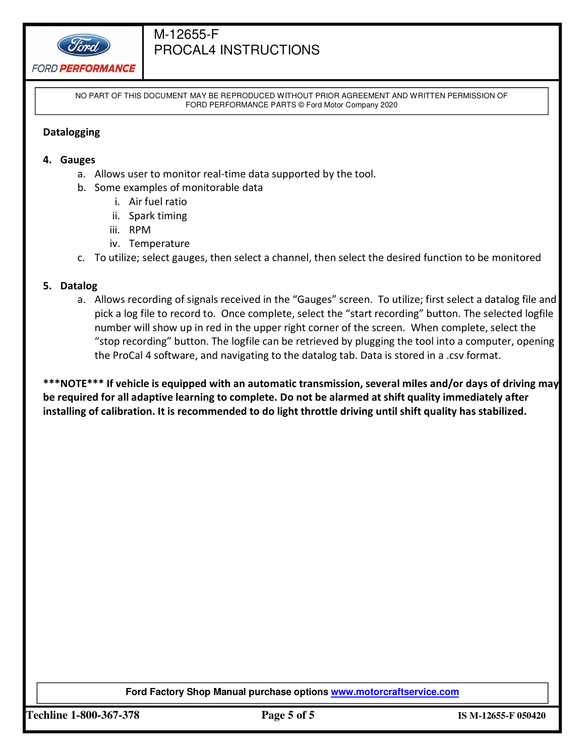NO PART OF THIS DOCUMENT MAY BE REPRODUCED WITHOUT PRIOR AGREEMENT AND WRITTEN PERMISSION OF FORD PERFORMANCE PARTS © Ford Motor Company 2020

**Datalogging**

4. **Gauges**
   a. Allows user to monitor real-time data supported by the tool.
   b. Some examples of monitorable data
      i. Air fuel ratio
      ii. Spark timing
      iii. RPM
      iv. Temperature
   c. To utilize; select gauges, then select a channel, then select the desired function to be monitored

5. **Datalog**
   a. Allows recording of signals received in the "Gauges" screen. To utilize; first select a datalog file and pick a log file to record to. Once complete, select the "start recording" button. The selected logfile number will show up in red in the upper right corner of the screen. When complete, select the "stop recording" button. The logfile can be retrieved by plugging the tool into a computer, opening the ProCal 4 software, and navigating to the datalog tab. Data is stored in a .csv format.

**\*\*\*NOTE\*\*\* If vehicle is equipped with an automatic transmission, several miles and/or days of driving may be required for all adaptive learning to complete. Do not be alarmed at shift quality immediately after installing of calibration. It is recommended to do light throttle driving until shift quality has stabilized.**

**Ford Factory Shop Manual purchase options [www.motorcraftservice.com](www.motorcraftservice.com)**

**Techline 1-800-367-378**

**IS M-12655-F 050420**